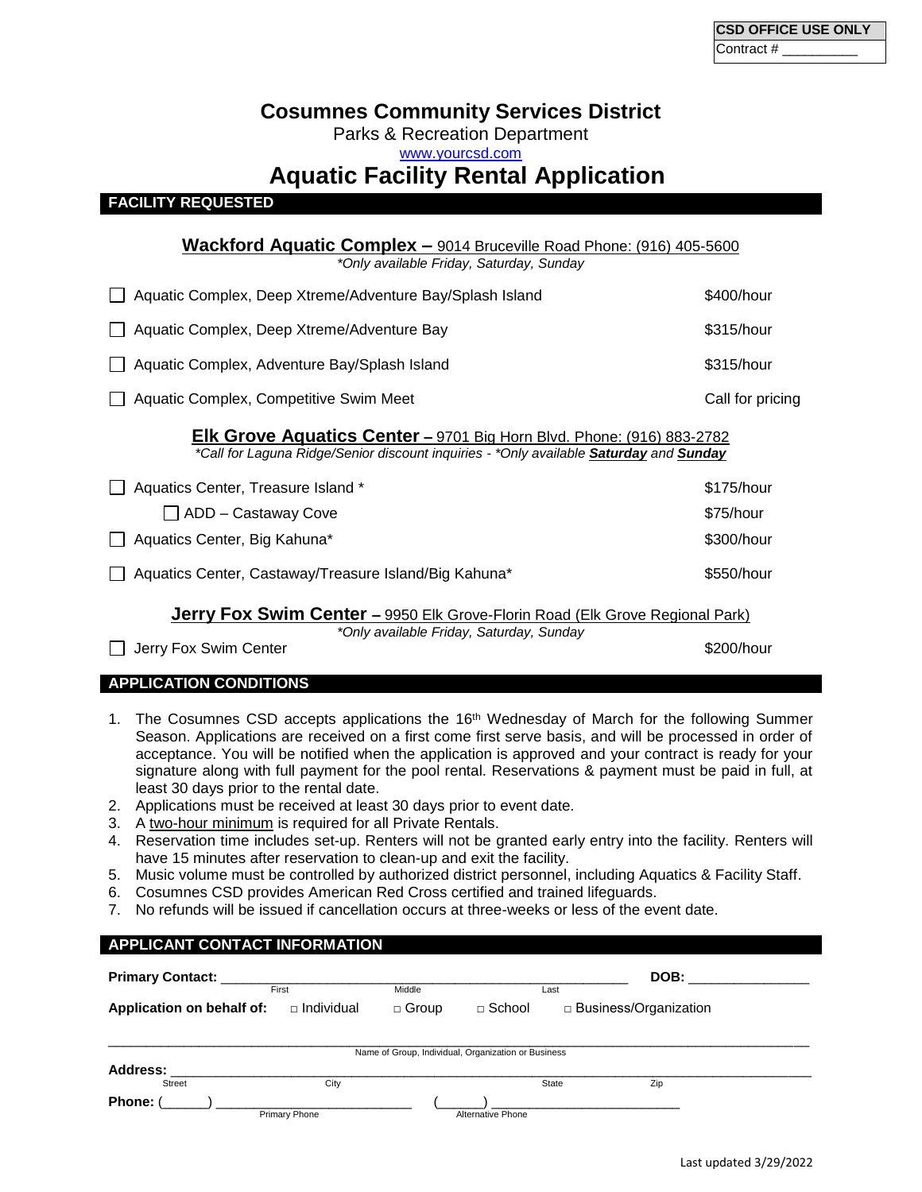| CSD OFFICE USE ONLY |
| --- |
| Contract # __________ |

# Cosumnes Community Services District

Parks & Recreation Department

www.yourcsd.com

# Aquatic Facility Rental Application

## FACILITY REQUESTED

### Wackford Aquatic Complex – 9014 Bruceville Road Phone: (916) 405-5600

*\*Only available Friday, Saturday, Sunday*

- ☐ Aquatic Complex, Deep Xtreme/Adventure Bay/Splash Island — $400/hour
- ☐ Aquatic Complex, Deep Xtreme/Adventure Bay — $315/hour
- ☐ Aquatic Complex, Adventure Bay/Splash Island — $315/hour
- ☐ Aquatic Complex, Competitive Swim Meet — Call for pricing

### Elk Grove Aquatics Center – 9701 Big Horn Blvd. Phone: (916) 883-2782

*\*Call for Laguna Ridge/Senior discount inquiries - \*Only available **Saturday** and **Sunday***

- ☐ Aquatics Center, Treasure Island * — $175/hour
  - ☐ ADD – Castaway Cove — $75/hour
- ☐ Aquatics Center, Big Kahuna* — $300/hour
- ☐ Aquatics Center, Castaway/Treasure Island/Big Kahuna* — $550/hour

### Jerry Fox Swim Center – 9950 Elk Grove-Florin Road (Elk Grove Regional Park)

*\*Only available Friday, Saturday, Sunday*

- ☐ Jerry Fox Swim Center — $200/hour

## APPLICATION CONDITIONS

1. The Cosumnes CSD accepts applications the 16th Wednesday of March for the following Summer Season. Applications are received on a first come first serve basis, and will be processed in order of acceptance. You will be notified when the application is approved and your contract is ready for your signature along with full payment for the pool rental. Reservations & payment must be paid in full, at least 30 days prior to the rental date.
2. Applications must be received at least 30 days prior to event date.
3. A two-hour minimum is required for all Private Rentals.
4. Reservation time includes set-up. Renters will not be granted early entry into the facility. Renters will have 15 minutes after reservation to clean-up and exit the facility.
5. Music volume must be controlled by authorized district personnel, including Aquatics & Facility Staff.
6. Cosumnes CSD provides American Red Cross certified and trained lifeguards.
7. No refunds will be issued if cancellation occurs at three-weeks or less of the event date.

## APPLICANT CONTACT INFORMATION

**Primary Contact:** ______________________________________________ **DOB:** _______________

First Middle Last

**Application on behalf of:** ☐ Individual ☐ Group ☐ School ☐ Business/Organization

______________________________________________________________________________

Name of Group, Individual, Organization or Business

**Address:** ______________________________________________________________________

Street City State Zip

**Phone:** (______) ________________________ (______) ________________________

Primary Phone Alternative Phone

Last updated 3/29/2022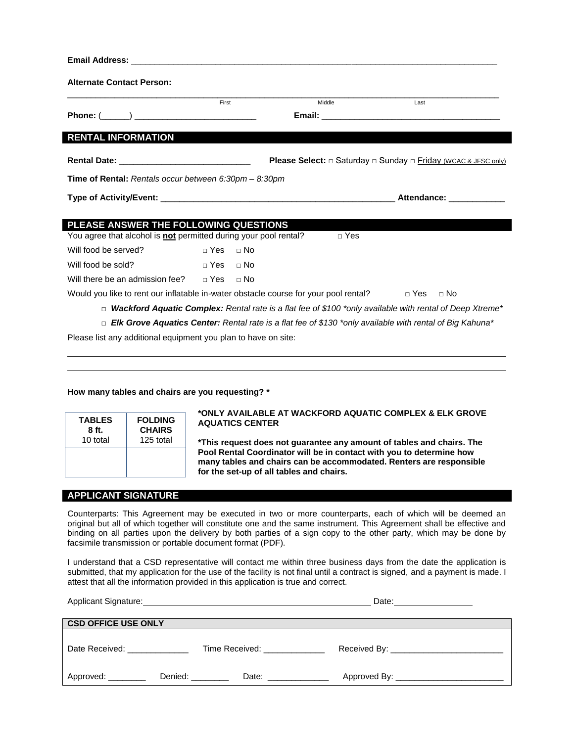**Email Address:** ________________________________________________________________________________

**Alternate Contact Person:**

____________________________________________________________________________________________
First Middle Last

**Phone:** (______) __________________________ **Email:** ________________________________________

## RENTAL INFORMATION

**Rental Date:** ____________________________ **Please Select:** □ Saturday □ Sunday □ Friday (WCAC & JFSC only)

**Time of Rental:** *Rentals occur between 6:30pm – 8:30pm*

**Type of Activity/Event:** ___________________________________________________ **Attendance:** ____________

## PLEASE ANSWER THE FOLLOWING QUESTIONS

You agree that alcohol is **not** permitted during your pool rental? □ Yes

Will food be served? □ Yes □ No

Will food be sold? □ Yes □ No

Will there be an admission fee? □ Yes □ No

Would you like to rent our inflatable in-water obstacle course for your pool rental? □ Yes □ No

- □ ***Wackford Aquatic Complex:*** *Rental rate is a flat fee of $100 *only available with rental of Deep Xtreme**
- □ ***Elk Grove Aquatics Center:*** *Rental rate is a flat fee of $130 *only available with rental of Big Kahuna**

Please list any additional equipment you plan to have on site:

____________________________________________________________________________________________

____________________________________________________________________________________________

**How many tables and chairs are you requesting? ***

| **TABLES 8 ft.** 10 total | **FOLDING CHAIRS** 125 total |
|---|---|
| | |

***ONLY AVAILABLE AT WACKFORD AQUATIC COMPLEX & ELK GROVE AQUATICS CENTER**

***This request does not guarantee any amount of tables and chairs. The Pool Rental Coordinator will be in contact with you to determine how many tables and chairs can be accommodated. Renters are responsible for the set-up of all tables and chairs.**

## APPLICANT SIGNATURE

Counterparts: This Agreement may be executed in two or more counterparts, each of which will be deemed an original but all of which together will constitute one and the same instrument. This Agreement shall be effective and binding on all parties upon the delivery by both parties of a sign copy to the other party, which may be done by facsimile transmission or portable document format (PDF).

I understand that a CSD representative will contact me within three business days from the date the application is submitted, that my application for the use of the facility is not final until a contract is signed, and a payment is made. I attest that all the information provided in this application is true and correct.

Applicant Signature:____________________________________________________ Date:_________________

| **CSD OFFICE USE ONLY** | | | |
|---|---|---|---|
| Date Received: _____________ | | Time Received: _____________ | Received By: ________________________ |
| Approved: ________ | Denied: ________ | Date: _____________ | Approved By: _______________________ |